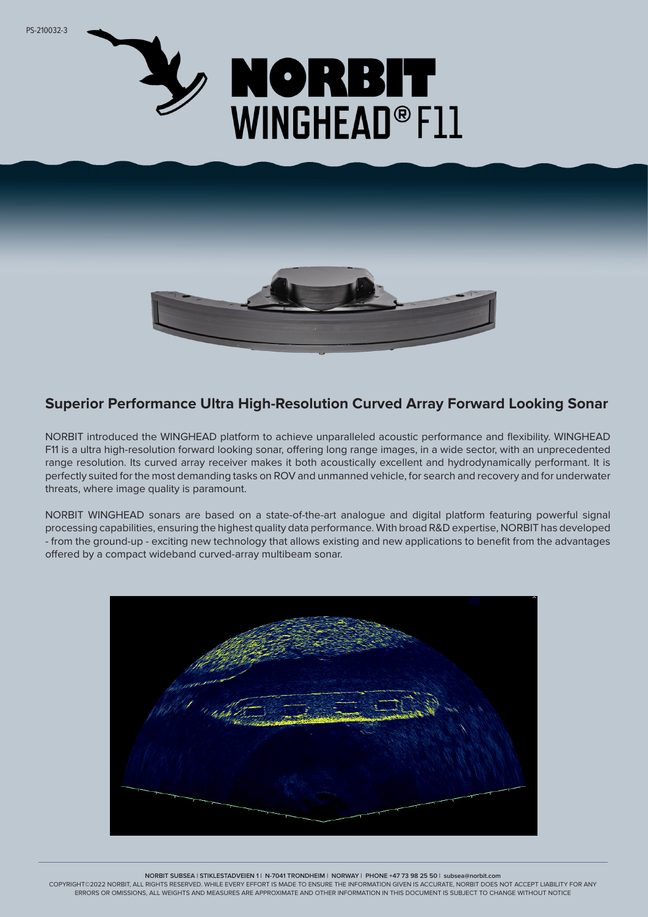PS-210032-3

# NORBIT WINGHEAD® F11

## Superior Performance Ultra High-Resolution Curved Array Forward Looking Sonar

NORBIT introduced the WINGHEAD platform to achieve unparalleled acoustic performance and flexibility. WINGHEAD F11 is a ultra high-resolution forward looking sonar, offering long range images, in a wide sector, with an unprecedented range resolution. Its curved array receiver makes it both acoustically excellent and hydrodynamically performant. It is perfectly suited for the most demanding tasks on ROV and unmanned vehicle, for search and recovery and for underwater threats, where image quality is paramount.

NORBIT WINGHEAD sonars are based on a state-of-the-art analogue and digital platform featuring powerful signal processing capabilities, ensuring the highest quality data performance. With broad R&D expertise, NORBIT has developed - from the ground-up - exciting new technology that allows existing and new applications to benefit from the advantages offered by a compact wideband curved-array multibeam sonar.

**NORBIT SUBSEA | STIKLESTADVEIEN 1 | N-7041 TRONDHEIM | NORWAY | PHONE +47 73 98 25 50 | subsea@norbit.com**

COPYRIGHT©2022 NORBIT, ALL RIGHTS RESERVED. WHILE EVERY EFFORT IS MADE TO ENSURE THE INFORMATION GIVEN IS ACCURATE, NORBIT DOES NOT ACCEPT LIABILITY FOR ANY ERRORS OR OMISSIONS, ALL WEIGHTS AND MEASURES ARE APPROXIMATE AND OTHER INFORMATION IN THIS DOCUMENT IS SUBJECT TO CHANGE WITHOUT NOTICE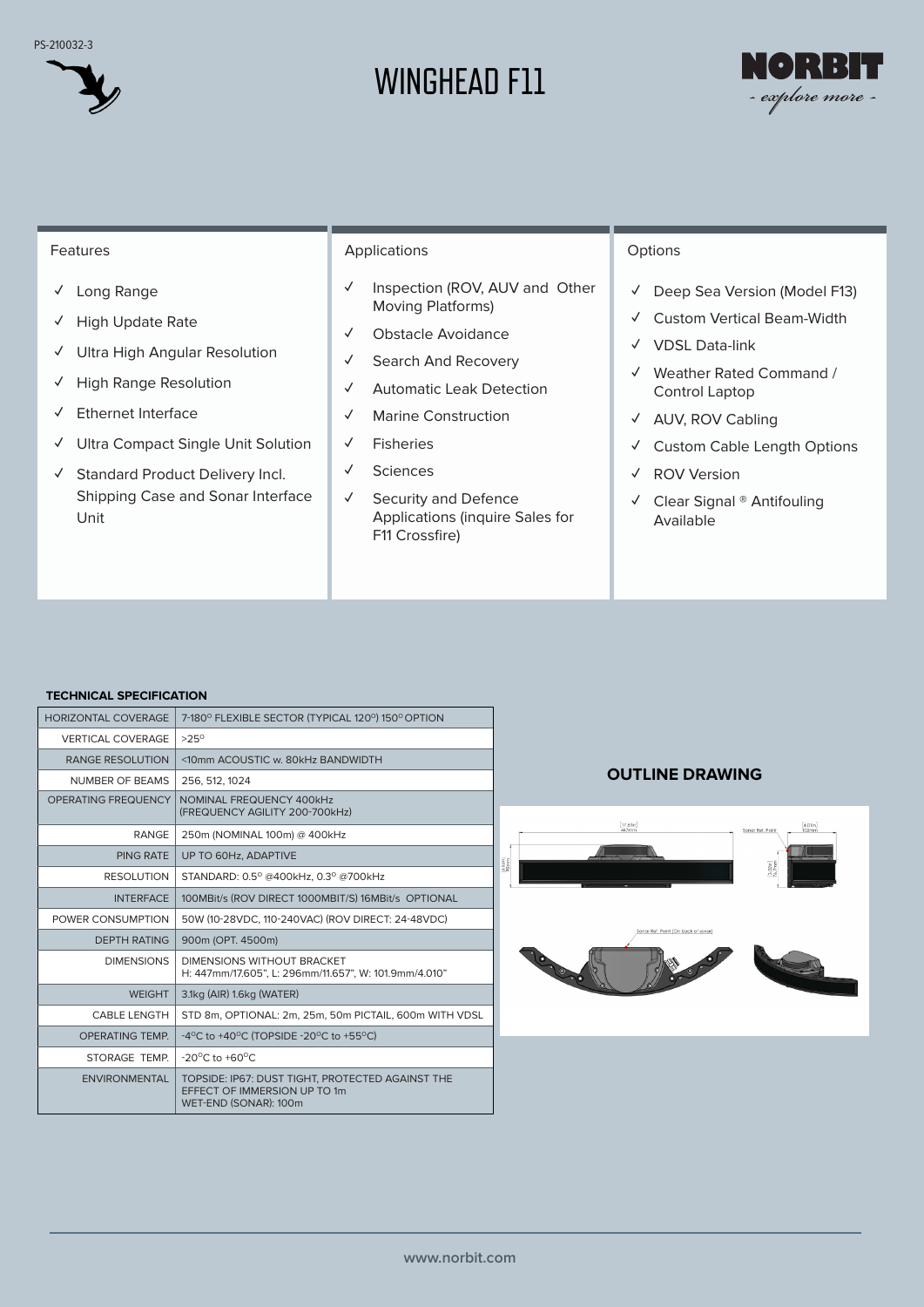# WINGHEAD F11

Features

- ✓ Long Range
- ✓ High Update Rate
- ✓ Ultra High Angular Resolution
- ✓ High Range Resolution
- ✓ Ethernet Interface
- ✓ Ultra Compact Single Unit Solution
- ✓ Standard Product Delivery Incl. Shipping Case and Sonar Interface Unit

Applications

- ✓ Inspection (ROV, AUV and Other Moving Platforms)
- ✓ Obstacle Avoidance
- ✓ Search And Recovery
- ✓ Automatic Leak Detection
- ✓ Marine Construction
- ✓ Fisheries
- ✓ Sciences
- ✓ Security and Defence Applications (inquire Sales for F11 Crossfire)

Options

- ✓ Deep Sea Version (Model F13)
- ✓ Custom Vertical Beam-Width
- ✓ VDSL Data-link
- ✓ Weather Rated Command / Control Laptop
- ✓ AUV, ROV Cabling
- ✓ Custom Cable Length Options
- ✓ ROV Version
- ✓ Clear Signal ® Antifouling Available

**TECHNICAL SPECIFICATION**

| | |
|---|---|
| HORIZONTAL COVERAGE | 7-180° FLEXIBLE SECTOR (TYPICAL 120°) 150° OPTION |
| VERTICAL COVERAGE | >25° |
| RANGE RESOLUTION | <10mm ACOUSTIC w. 80kHz BANDWIDTH |
| NUMBER OF BEAMS | 256, 512, 1024 |
| OPERATING FREQUENCY | NOMINAL FREQUENCY 400kHz (FREQUENCY AGILITY 200-700kHz) |
| RANGE | 250m (NOMINAL 100m) @ 400kHz |
| PING RATE | UP TO 60Hz, ADAPTIVE |
| RESOLUTION | STANDARD: 0.5° @400kHz, 0.3° @700kHz |
| INTERFACE | 100MBit/s (ROV DIRECT 1000MBIT/S) 16MBit/s OPTIONAL |
| POWER CONSUMPTION | 50W (10-28VDC, 110-240VAC) (ROV DIRECT: 24-48VDC) |
| DEPTH RATING | 900m (OPT. 4500m) |
| DIMENSIONS | DIMENSIONS WITHOUT BRACKET H: 447mm/17.605", L: 296mm/11.657", W: 101.9mm/4.010" |
| WEIGHT | 3.1kg (AIR) 1.6kg (WATER) |
| CABLE LENGTH | STD 8m, OPTIONAL: 2m, 25m, 50m PICTAIL, 600m WITH VDSL |
| OPERATING TEMP. | -4°C to +40°C (TOPSIDE -20°C to +55°C) |
| STORAGE TEMP. | -20°C to +60°C |
| ENVIRONMENTAL | TOPSIDE: IP67: DUST TIGHT, PROTECTED AGAINST THE EFFECT OF IMMERSION UP TO 1m WET-END (SONAR): 100m |

**OUTLINE DRAWING**

www.norbit.com